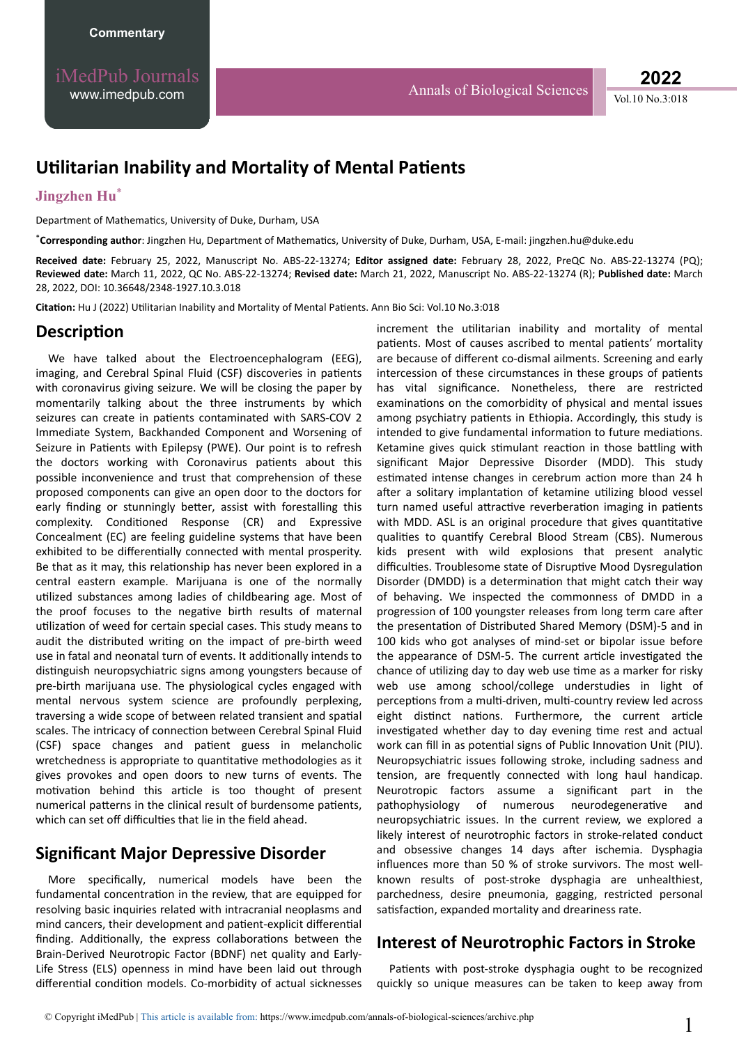Commentary

# Utilitarian Inability and Mortality of Mental Patients

**Jingzhen Hu***

Department of Mathematics, University of Duke, Durham, USA

***Corresponding author**: Jingzhen Hu, Department of Mathematics, University of Duke, Durham, USA, E-mail: jingzhen.hu@duke.edu

**Received date:** February 25, 2022, Manuscript No. ABS-22-13274; **Editor assigned date:** February 28, 2022, PreQC No. ABS-22-13274 (PQ); **Reviewed date:** March 11, 2022, QC No. ABS-22-13274; **Revised date:** March 21, 2022, Manuscript No. ABS-22-13274 (R); **Published date:** March 28, 2022, DOI: 10.36648/2348-1927.10.3.018

**Citation:** Hu J (2022) Utilitarian Inability and Mortality of Mental Patients. Ann Bio Sci: Vol.10 No.3:018

## Description

We have talked about the Electroencephalogram (EEG), imaging, and Cerebral Spinal Fluid (CSF) discoveries in patients with coronavirus giving seizure. We will be closing the paper by momentarily talking about the three instruments by which seizures can create in patients contaminated with SARS-COV 2 Immediate System, Backhanded Component and Worsening of Seizure in Patients with Epilepsy (PWE). Our point is to refresh the doctors working with Coronavirus patients about this possible inconvenience and trust that comprehension of these proposed components can give an open door to the doctors for early finding or stunningly better, assist with forestalling this complexity. Conditioned Response (CR) and Expressive Concealment (EC) are feeling guideline systems that have been exhibited to be differentially connected with mental prosperity. Be that as it may, this relationship has never been explored in a central eastern example. Marijuana is one of the normally utilized substances among ladies of childbearing age. Most of the proof focuses to the negative birth results of maternal utilization of weed for certain special cases. This study means to audit the distributed writing on the impact of pre-birth weed use in fatal and neonatal turn of events. It additionally intends to distinguish neuropsychiatric signs among youngsters because of pre-birth marijuana use. The physiological cycles engaged with mental nervous system science are profoundly perplexing, traversing a wide scope of between related transient and spatial scales. The intricacy of connection between Cerebral Spinal Fluid (CSF) space changes and patient guess in melancholic wretchedness is appropriate to quantitative methodologies as it gives provokes and open doors to new turns of events. The motivation behind this article is too thought of present numerical patterns in the clinical result of burdensome patients, which can set off difficulties that lie in the field ahead.

## Significant Major Depressive Disorder

More specifically, numerical models have been the fundamental concentration in the review, that are equipped for resolving basic inquiries related with intracranial neoplasms and mind cancers, their development and patient-explicit differential finding. Additionally, the express collaborations between the Brain-Derived Neurotropic Factor (BDNF) net quality and Early-Life Stress (ELS) openness in mind have been laid out through differential condition models. Co-morbidity of actual sicknesses increment the utilitarian inability and mortality of mental patients. Most of causes ascribed to mental patients' mortality are because of different co-dismal ailments. Screening and early intercession of these circumstances in these groups of patients has vital significance. Nonetheless, there are restricted examinations on the comorbidity of physical and mental issues among psychiatry patients in Ethiopia. Accordingly, this study is intended to give fundamental information to future mediations. Ketamine gives quick stimulant reaction in those battling with significant Major Depressive Disorder (MDD). This study estimated intense changes in cerebrum action more than 24 h after a solitary implantation of ketamine utilizing blood vessel turn named useful attractive reverberation imaging in patients with MDD. ASL is an original procedure that gives quantitative qualities to quantify Cerebral Blood Stream (CBS). Numerous kids present with wild explosions that present analytic difficulties. Troublesome state of Disruptive Mood Dysregulation Disorder (DMDD) is a determination that might catch their way of behaving. We inspected the commonness of DMDD in a progression of 100 youngster releases from long term care after the presentation of Distributed Shared Memory (DSM)-5 and in 100 kids who got analyses of mind-set or bipolar issue before the appearance of DSM-5. The current article investigated the chance of utilizing day to day web use time as a marker for risky web use among school/college understudies in light of perceptions from a multi-driven, multi-country review led across eight distinct nations. Furthermore, the current article investigated whether day to day evening time rest and actual work can fill in as potential signs of Public Innovation Unit (PIU). Neuropsychiatric issues following stroke, including sadness and tension, are frequently connected with long haul handicap. Neurotropic factors assume a significant part in the pathophysiology of numerous neurodegenerative and neuropsychiatric issues. In the current review, we explored a likely interest of neurotrophic factors in stroke-related conduct and obsessive changes 14 days after ischemia. Dysphagia influences more than 50 % of stroke survivors. The most well-known results of post-stroke dysphagia are unhealthiest, parchedness, desire pneumonia, gagging, restricted personal satisfaction, expanded mortality and dreariness rate.

## Interest of Neurotrophic Factors in Stroke

Patients with post-stroke dysphagia ought to be recognized quickly so unique measures can be taken to keep away from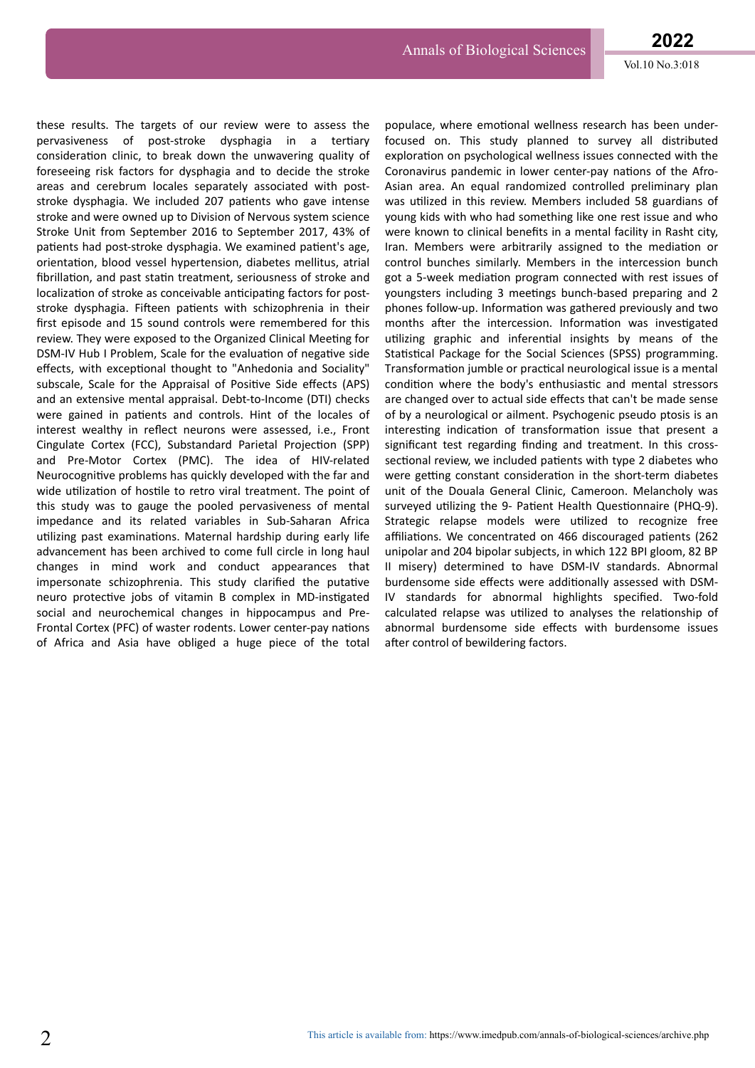these results. The targets of our review were to assess the pervasiveness of post-stroke dysphagia in a tertiary consideration clinic, to break down the unwavering quality of foreseeing risk factors for dysphagia and to decide the stroke areas and cerebrum locales separately associated with post-stroke dysphagia. We included 207 patients who gave intense stroke and were owned up to Division of Nervous system science Stroke Unit from September 2016 to September 2017, 43% of patients had post-stroke dysphagia. We examined patient's age, orientation, blood vessel hypertension, diabetes mellitus, atrial fibrillation, and past statin treatment, seriousness of stroke and localization of stroke as conceivable anticipating factors for post-stroke dysphagia. Fifteen patients with schizophrenia in their first episode and 15 sound controls were remembered for this review. They were exposed to the Organized Clinical Meeting for DSM-IV Hub I Problem, Scale for the evaluation of negative side effects, with exceptional thought to "Anhedonia and Sociality" subscale, Scale for the Appraisal of Positive Side effects (APS) and an extensive mental appraisal. Debt-to-Income (DTI) checks were gained in patients and controls. Hint of the locales of interest wealthy in reflect neurons were assessed, i.e., Front Cingulate Cortex (FCC), Substandard Parietal Projection (SPP) and Pre-Motor Cortex (PMC). The idea of HIV-related Neurocognitive problems has quickly developed with the far and wide utilization of hostile to retro viral treatment. The point of this study was to gauge the pooled pervasiveness of mental impedance and its related variables in Sub-Saharan Africa utilizing past examinations. Maternal hardship during early life advancement has been archived to come full circle in long haul changes in mind work and conduct appearances that impersonate schizophrenia. This study clarified the putative neuro protective jobs of vitamin B complex in MD-instigated social and neurochemical changes in hippocampus and Pre-Frontal Cortex (PFC) of waster rodents. Lower center-pay nations of Africa and Asia have obliged a huge piece of the total populace, where emotional wellness research has been under-focused on. This study planned to survey all distributed exploration on psychological wellness issues connected with the Coronavirus pandemic in lower center-pay nations of the Afro-Asian area. An equal randomized controlled preliminary plan was utilized in this review. Members included 58 guardians of young kids with who had something like one rest issue and who were known to clinical benefits in a mental facility in Rasht city, Iran. Members were arbitrarily assigned to the mediation or control bunches similarly. Members in the intercession bunch got a 5-week mediation program connected with rest issues of youngsters including 3 meetings bunch-based preparing and 2 phones follow-up. Information was gathered previously and two months after the intercession. Information was investigated utilizing graphic and inferential insights by means of the Statistical Package for the Social Sciences (SPSS) programming. Transformation jumble or practical neurological issue is a mental condition where the body's enthusiastic and mental stressors are changed over to actual side effects that can't be made sense of by a neurological or ailment. Psychogenic pseudo ptosis is an interesting indication of transformation issue that present a significant test regarding finding and treatment. In this cross-sectional review, we included patients with type 2 diabetes who were getting constant consideration in the short-term diabetes unit of the Douala General Clinic, Cameroon. Melancholy was surveyed utilizing the 9- Patient Health Questionnaire (PHQ-9). Strategic relapse models were utilized to recognize free affiliations. We concentrated on 466 discouraged patients (262 unipolar and 204 bipolar subjects, in which 122 BPI gloom, 82 BP II misery) determined to have DSM-IV standards. Abnormal burdensome side effects were additionally assessed with DSM-IV standards for abnormal highlights specified. Two-fold calculated relapse was utilized to analyses the relationship of abnormal burdensome side effects with burdensome issues after control of bewildering factors.